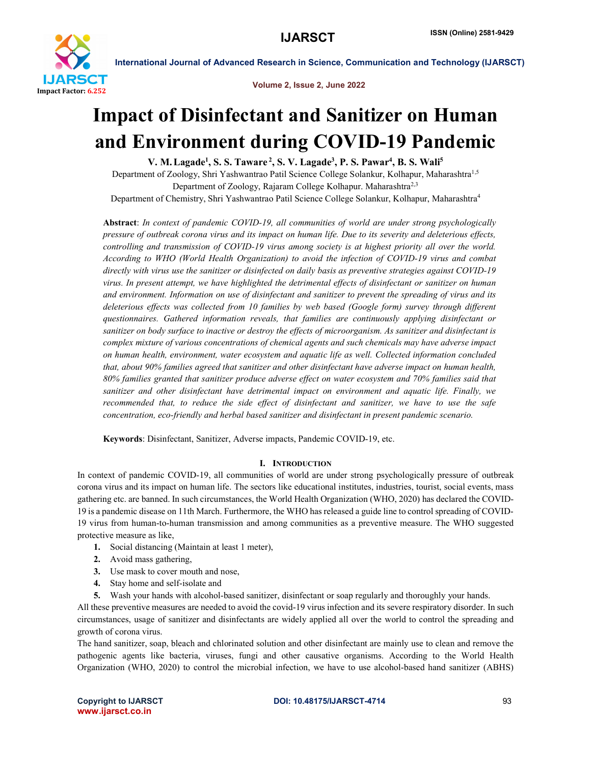# Impact of Disinfectant and Sanitizer on Human and Environment during COVID-19 Pandemic

**V. M. Lagade[1], S. S. Taware[2], S. V. Lagade[3], P. S. Pawar[4], B. S. Wali[5]**

Department of Zoology, Shri Yashwantrao Patil Science College Solankur, Kolhapur, Maharashtra[1,5]
Department of Zoology, Rajaram College Kolhapur. Maharashtra[2,3]
Department of Chemistry, Shri Yashwantrao Patil Science College Solankur, Kolhapur, Maharashtra[4]

**Abstract**: *In context of pandemic COVID-19, all communities of world are under strong psychologically pressure of outbreak corona virus and its impact on human life. Due to its severity and deleterious effects, controlling and transmission of COVID-19 virus among society is at highest priority all over the world. According to WHO (World Health Organization) to avoid the infection of COVID-19 virus and combat directly with virus use the sanitizer or disinfected on daily basis as preventive strategies against COVID-19 virus. In present attempt, we have highlighted the detrimental effects of disinfectant or sanitizer on human and environment. Information on use of disinfectant and sanitizer to prevent the spreading of virus and its deleterious effects was collected from 10 families by web based (Google form) survey through different questionnaires. Gathered information reveals, that families are continuously applying disinfectant or sanitizer on body surface to inactive or destroy the effects of microorganism. As sanitizer and disinfectant is complex mixture of various concentrations of chemical agents and such chemicals may have adverse impact on human health, environment, water ecosystem and aquatic life as well. Collected information concluded that, about 90% families agreed that sanitizer and other disinfectant have adverse impact on human health, 80% families granted that sanitizer produce adverse effect on water ecosystem and 70% families said that sanitizer and other disinfectant have detrimental impact on environment and aquatic life. Finally, we recommended that, to reduce the side effect of disinfectant and sanitizer, we have to use the safe concentration, eco-friendly and herbal based sanitizer and disinfectant in present pandemic scenario.*

**Keywords**: Disinfectant, Sanitizer, Adverse impacts, Pandemic COVID-19, etc.

## I. Introduction

In context of pandemic COVID-19, all communities of world are under strong psychologically pressure of outbreak corona virus and its impact on human life. The sectors like educational institutes, industries, tourist, social events, mass gathering etc. are banned. In such circumstances, the World Health Organization (WHO, 2020) has declared the COVID-19 is a pandemic disease on 11th March. Furthermore, the WHO has released a guide line to control spreading of COVID-19 virus from human-to-human transmission and among communities as a preventive measure. The WHO suggested protective measure as like,

1. Social distancing (Maintain at least 1 meter),
2. Avoid mass gathering,
3. Use mask to cover mouth and nose,
4. Stay home and self-isolate and
5. Wash your hands with alcohol-based sanitizer, disinfectant or soap regularly and thoroughly your hands.

All these preventive measures are needed to avoid the covid-19 virus infection and its severe respiratory disorder. In such circumstances, usage of sanitizer and disinfectants are widely applied all over the world to control the spreading and growth of corona virus.

The hand sanitizer, soap, bleach and chlorinated solution and other disinfectant are mainly use to clean and remove the pathogenic agents like bacteria, viruses, fungi and other causative organisms. According to the World Health Organization (WHO, 2020) to control the microbial infection, we have to use alcohol-based hand sanitizer (ABHS)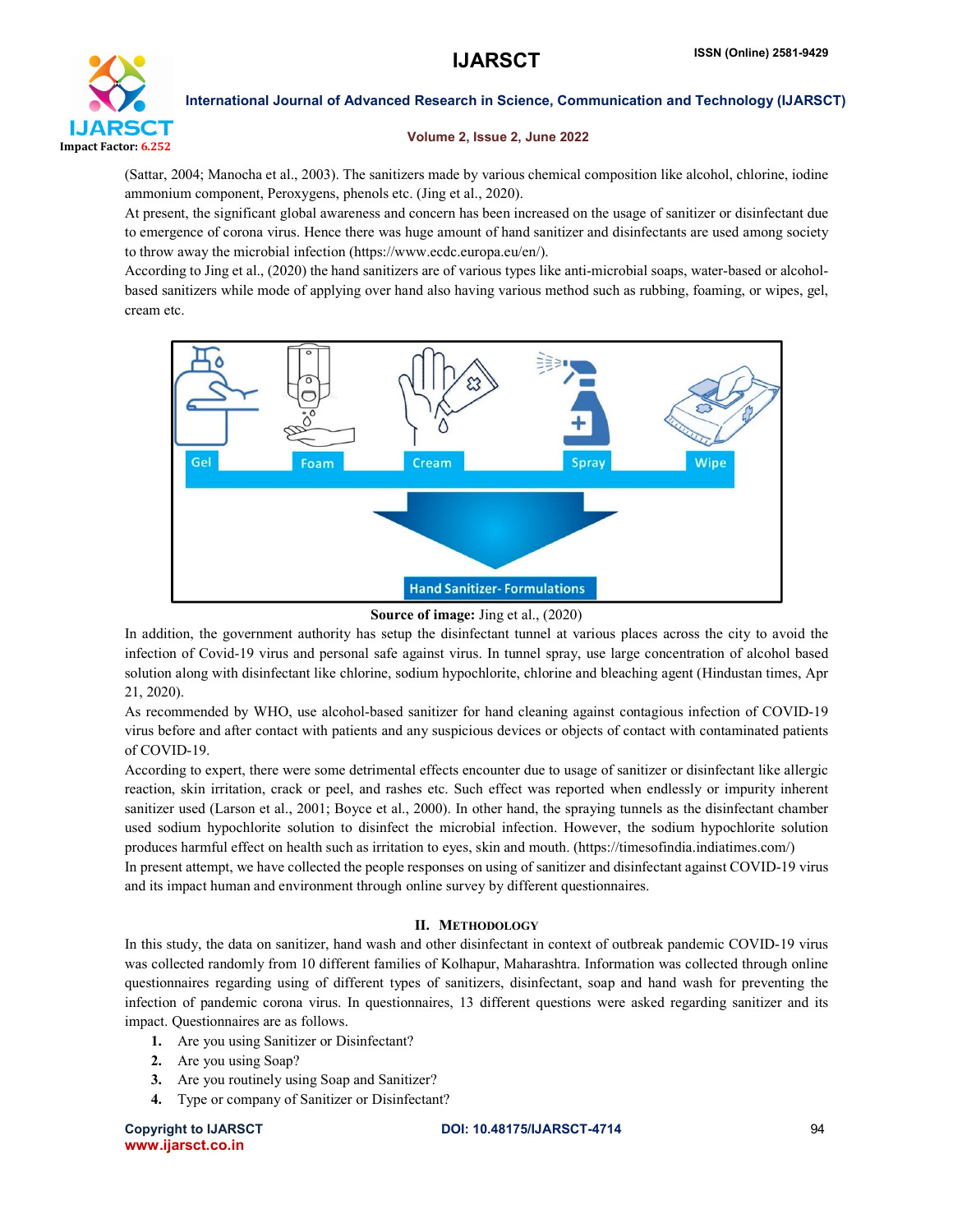(Sattar, 2004; Manocha et al., 2003). The sanitizers made by various chemical composition like alcohol, chlorine, iodine ammonium component, Peroxygens, phenols etc. (Jing et al., 2020).

At present, the significant global awareness and concern has been increased on the usage of sanitizer or disinfectant due to emergence of corona virus. Hence there was huge amount of hand sanitizer and disinfectants are used among society to throw away the microbial infection (https://www.ecdc.europa.eu/en/).

According to Jing et al., (2020) the hand sanitizers are of various types like anti-microbial soaps, water-based or alcohol-based sanitizers while mode of applying over hand also having various method such as rubbing, foaming, or wipes, gel, cream etc.

**Source of image:** Jing et al., (2020)

In addition, the government authority has setup the disinfectant tunnel at various places across the city to avoid the infection of Covid-19 virus and personal safe against virus. In tunnel spray, use large concentration of alcohol based solution along with disinfectant like chlorine, sodium hypochlorite, chlorine and bleaching agent (Hindustan times, Apr 21, 2020).

As recommended by WHO, use alcohol-based sanitizer for hand cleaning against contagious infection of COVID-19 virus before and after contact with patients and any suspicious devices or objects of contact with contaminated patients of COVID-19.

According to expert, there were some detrimental effects encounter due to usage of sanitizer or disinfectant like allergic reaction, skin irritation, crack or peel, and rashes etc. Such effect was reported when endlessly or impurity inherent sanitizer used (Larson et al., 2001; Boyce et al., 2000). In other hand, the spraying tunnels as the disinfectant chamber used sodium hypochlorite solution to disinfect the microbial infection. However, the sodium hypochlorite solution produces harmful effect on health such as irritation to eyes, skin and mouth. (https://timesofindia.indiatimes.com/)

In present attempt, we have collected the people responses on using of sanitizer and disinfectant against COVID-19 virus and its impact human and environment through online survey by different questionnaires.

## II. Methodology

In this study, the data on sanitizer, hand wash and other disinfectant in context of outbreak pandemic COVID-19 virus was collected randomly from 10 different families of Kolhapur, Maharashtra. Information was collected through online questionnaires regarding using of different types of sanitizers, disinfectant, soap and hand wash for preventing the infection of pandemic corona virus. In questionnaires, 13 different questions were asked regarding sanitizer and its impact. Questionnaires are as follows.

1. Are you using Sanitizer or Disinfectant?
2. Are you using Soap?
3. Are you routinely using Soap and Sanitizer?
4. Type or company of Sanitizer or Disinfectant?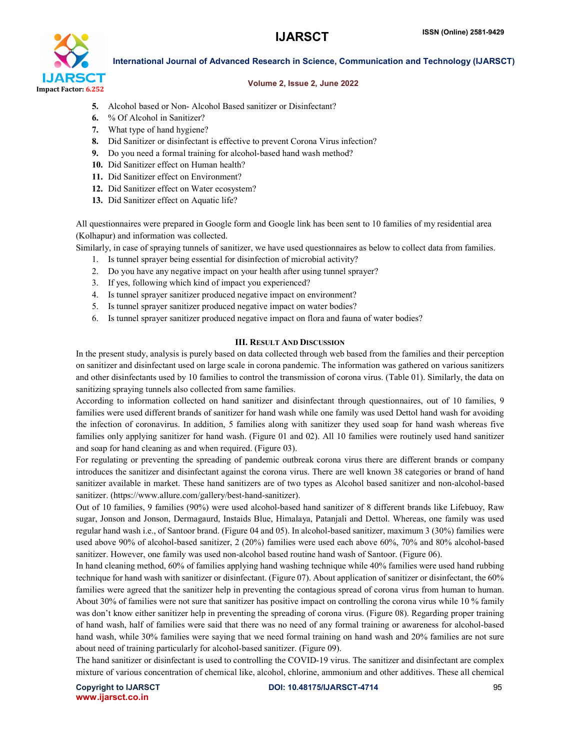5. Alcohol based or Non- Alcohol Based sanitizer or Disinfectant?
6. % Of Alcohol in Sanitizer?
7. What type of hand hygiene?
8. Did Sanitizer or disinfectant is effective to prevent Corona Virus infection?
9. Do you need a formal training for alcohol-based hand wash method?
10. Did Sanitizer effect on Human health?
11. Did Sanitizer effect on Environment?
12. Did Sanitizer effect on Water ecosystem?
13. Did Sanitizer effect on Aquatic life?

All questionnaires were prepared in Google form and Google link has been sent to 10 families of my residential area (Kolhapur) and information was collected.

Similarly, in case of spraying tunnels of sanitizer, we have used questionnaires as below to collect data from families.

1. Is tunnel sprayer being essential for disinfection of microbial activity?
2. Do you have any negative impact on your health after using tunnel sprayer?
3. If yes, following which kind of impact you experienced?
4. Is tunnel sprayer sanitizer produced negative impact on environment?
5. Is tunnel sprayer sanitizer produced negative impact on water bodies?
6. Is tunnel sprayer sanitizer produced negative impact on flora and fauna of water bodies?

## III. Result And Discussion

In the present study, analysis is purely based on data collected through web based from the families and their perception on sanitizer and disinfectant used on large scale in corona pandemic. The information was gathered on various sanitizers and other disinfectants used by 10 families to control the transmission of corona virus. (Table 01). Similarly, the data on sanitizing spraying tunnels also collected from same families.

According to information collected on hand sanitizer and disinfectant through questionnaires, out of 10 families, 9 families were used different brands of sanitizer for hand wash while one family was used Dettol hand wash for avoiding the infection of coronavirus. In addition, 5 families along with sanitizer they used soap for hand wash whereas five families only applying sanitizer for hand wash. (Figure 01 and 02). All 10 families were routinely used hand sanitizer and soap for hand cleaning as and when required. (Figure 03).

For regulating or preventing the spreading of pandemic outbreak corona virus there are different brands or company introduces the sanitizer and disinfectant against the corona virus. There are well known 38 categories or brand of hand sanitizer available in market. These hand sanitizers are of two types as Alcohol based sanitizer and non-alcohol-based sanitizer. (https://www.allure.com/gallery/best-hand-sanitizer).

Out of 10 families, 9 families (90%) were used alcohol-based hand sanitizer of 8 different brands like Lifebuoy, Raw sugar, Jonson and Jonson, Dermagaurd, Instaids Blue, Himalaya, Patanjali and Dettol. Whereas, one family was used regular hand wash i.e., of Santoor brand. (Figure 04 and 05). In alcohol-based sanitizer, maximum 3 (30%) families were used above 90% of alcohol-based sanitizer, 2 (20%) families were used each above 60%, 70% and 80% alcohol-based sanitizer. However, one family was used non-alcohol based routine hand wash of Santoor. (Figure 06).

In hand cleaning method, 60% of families applying hand washing technique while 40% families were used hand rubbing technique for hand wash with sanitizer or disinfectant. (Figure 07). About application of sanitizer or disinfectant, the 60% families were agreed that the sanitizer help in preventing the contagious spread of corona virus from human to human. About 30% of families were not sure that sanitizer has positive impact on controlling the corona virus while 10 % family was don't know either sanitizer help in preventing the spreading of corona virus. (Figure 08). Regarding proper training of hand wash, half of families were said that there was no need of any formal training or awareness for alcohol-based hand wash, while 30% families were saying that we need formal training on hand wash and 20% families are not sure about need of training particularly for alcohol-based sanitizer. (Figure 09).

The hand sanitizer or disinfectant is used to controlling the COVID-19 virus. The sanitizer and disinfectant are complex mixture of various concentration of chemical like, alcohol, chlorine, ammonium and other additives. These all chemical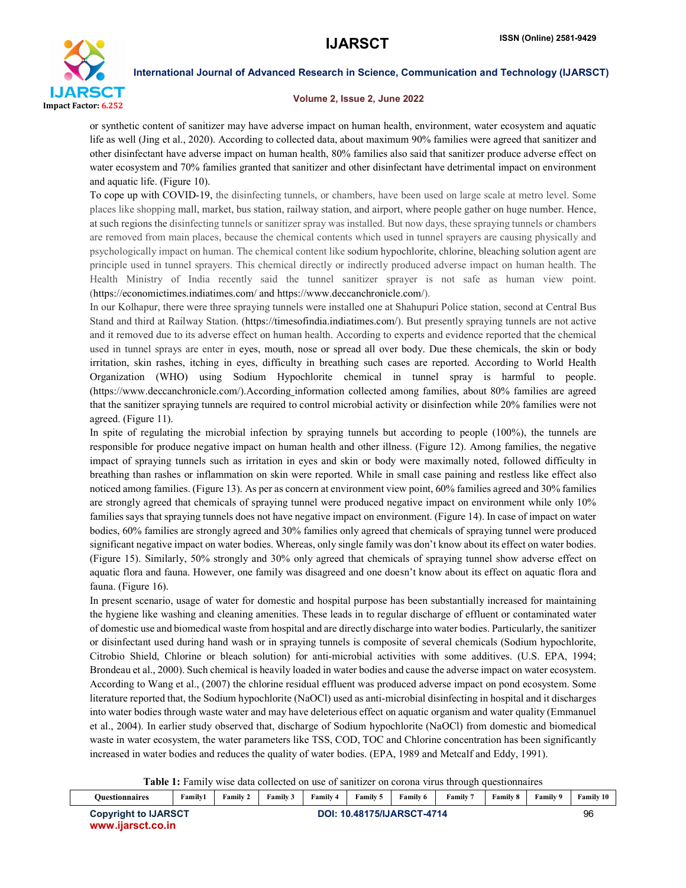or synthetic content of sanitizer may have adverse impact on human health, environment, water ecosystem and aquatic life as well (Jing et al., 2020). According to collected data, about maximum 90% families were agreed that sanitizer and other disinfectant have adverse impact on human health, 80% families also said that sanitizer produce adverse effect on water ecosystem and 70% families granted that sanitizer and other disinfectant have detrimental impact on environment and aquatic life. (Figure 10).

To cope up with COVID-19, the disinfecting tunnels, or chambers, have been used on large scale at metro level. Some places like shopping mall, market, bus station, railway station, and airport, where people gather on huge number. Hence, at such regions the disinfecting tunnels or sanitizer spray was installed. But now days, these spraying tunnels or chambers are removed from main places, because the chemical contents which used in tunnel sprayers are causing physically and psychologically impact on human. The chemical content like sodium hypochlorite, chlorine, bleaching solution agent are principle used in tunnel sprayers. This chemical directly or indirectly produced adverse impact on human health. The Health Ministry of India recently said the tunnel sanitizer sprayer is not safe as human view point. (https://economictimes.indiatimes.com/ and https://www.deccanchronicle.com/).

In our Kolhapur, there were three spraying tunnels were installed one at Shahupuri Police station, second at Central Bus Stand and third at Railway Station. (https://timesofindia.indiatimes.com/). But presently spraying tunnels are not active and it removed due to its adverse effect on human health. According to experts and evidence reported that the chemical used in tunnel sprays are enter in eyes, mouth, nose or spread all over body. Due these chemicals, the skin or body irritation, skin rashes, itching in eyes, difficulty in breathing such cases are reported. According to World Health Organization (WHO) using Sodium Hypochlorite chemical in tunnel spray is harmful to people. (https://www.deccanchronicle.com/).According information collected among families, about 80% families are agreed that the sanitizer spraying tunnels are required to control microbial activity or disinfection while 20% families were not agreed. (Figure 11).

In spite of regulating the microbial infection by spraying tunnels but according to people (100%), the tunnels are responsible for produce negative impact on human health and other illness. (Figure 12). Among families, the negative impact of spraying tunnels such as irritation in eyes and skin or body were maximally noted, followed difficulty in breathing than rashes or inflammation on skin were reported. While in small case paining and restless like effect also noticed among families. (Figure 13). As per as concern at environment view point, 60% families agreed and 30% families are strongly agreed that chemicals of spraying tunnel were produced negative impact on environment while only 10% families says that spraying tunnels does not have negative impact on environment. (Figure 14). In case of impact on water bodies, 60% families are strongly agreed and 30% families only agreed that chemicals of spraying tunnel were produced significant negative impact on water bodies. Whereas, only single family was don't know about its effect on water bodies. (Figure 15). Similarly, 50% strongly and 30% only agreed that chemicals of spraying tunnel show adverse effect on aquatic flora and fauna. However, one family was disagreed and one doesn't know about its effect on aquatic flora and fauna. (Figure 16).

In present scenario, usage of water for domestic and hospital purpose has been substantially increased for maintaining the hygiene like washing and cleaning amenities. These leads in to regular discharge of effluent or contaminated water of domestic use and biomedical waste from hospital and are directly discharge into water bodies. Particularly, the sanitizer or disinfectant used during hand wash or in spraying tunnels is composite of several chemicals (Sodium hypochlorite, Citrobio Shield, Chlorine or bleach solution) for anti-microbial activities with some additives. (U.S. EPA, 1994; Brondeau et al., 2000). Such chemical is heavily loaded in water bodies and cause the adverse impact on water ecosystem. According to Wang et al., (2007) the chlorine residual effluent was produced adverse impact on pond ecosystem. Some literature reported that, the Sodium hypochlorite (NaOCl) used as anti-microbial disinfecting in hospital and it discharges into water bodies through waste water and may have deleterious effect on aquatic organism and water quality (Emmanuel et al., 2004). In earlier study observed that, discharge of Sodium hypochlorite (NaOCl) from domestic and biomedical waste in water ecosystem, the water parameters like TSS, COD, TOC and Chlorine concentration has been significantly increased in water bodies and reduces the quality of water bodies. (EPA, 1989 and Metcalf and Eddy, 1991).

**Table 1:** Family wise data collected on use of sanitizer on corona virus through questionnaires

| Questionnaires | Family1 | Family 2 | Family 3 | Family 4 | Family 5 | Family 6 | Family 7 | Family 8 | Family 9 | Family 10 |
|---|---|---|---|---|---|---|---|---|---|---|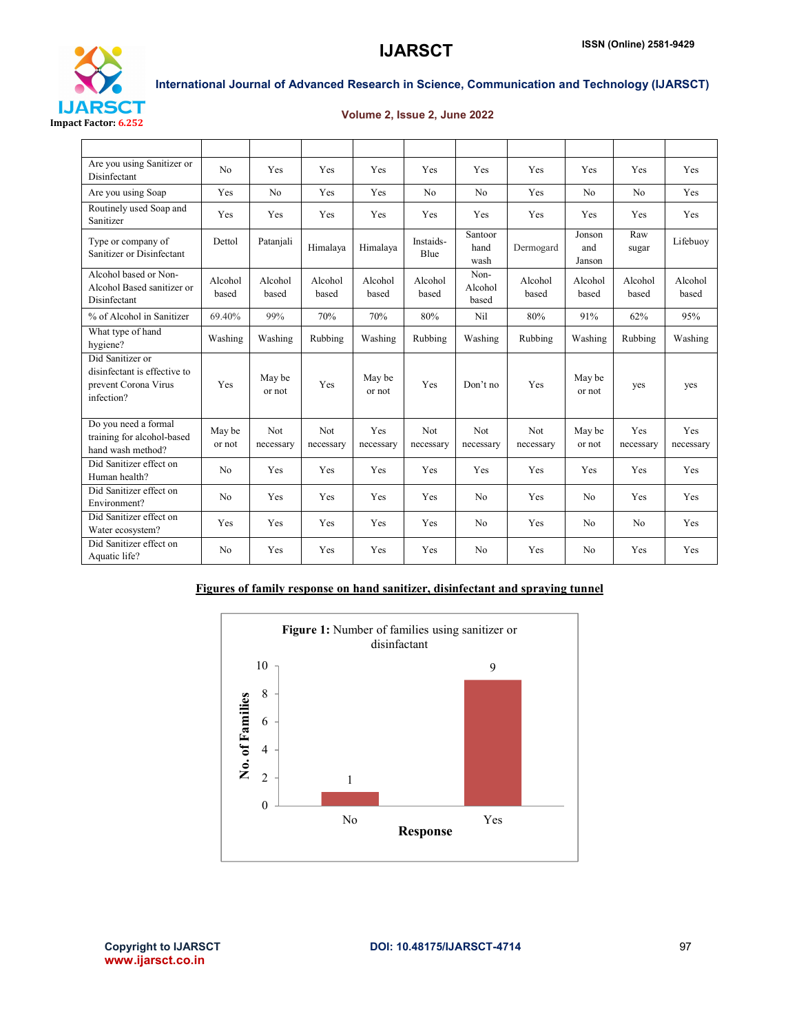| | | | | | | | | | | |
|---|---|---|---|---|---|---|---|---|---|---|
| Are you using Sanitizer or Disinfectant | No | Yes | Yes | Yes | Yes | Yes | Yes | Yes | Yes | Yes |
| Are you using Soap | Yes | No | Yes | Yes | No | No | Yes | No | No | Yes |
| Routinely used Soap and Sanitizer | Yes | Yes | Yes | Yes | Yes | Yes | Yes | Yes | Yes | Yes |
| Type or company of Sanitizer or Disinfectant | Dettol | Patanjali | Himalaya | Himalaya | Instaids-Blue | Santoor hand wash | Dermogard | Jonson and Janson | Raw sugar | Lifebuoy |
| Alcohol based or Non-Alcohol Based sanitizer or Disinfectant | Alcohol based | Alcohol based | Alcohol based | Alcohol based | Alcohol based | Non-Alcohol based | Alcohol based | Alcohol based | Alcohol based | Alcohol based |
| % of Alcohol in Sanitizer | 69.40% | 99% | 70% | 70% | 80% | Nil | 80% | 91% | 62% | 95% |
| What type of hand hygiene? | Washing | Washing | Rubbing | Washing | Rubbing | Washing | Rubbing | Washing | Rubbing | Washing |
| Did Sanitizer or disinfectant is effective to prevent Corona Virus infection? | Yes | May be or not | Yes | May be or not | Yes | Don't no | Yes | May be or not | yes | yes |
| Do you need a formal training for alcohol-based hand wash method? | May be or not | Not necessary | Not necessary | Yes necessary | Not necessary | Not necessary | Not necessary | May be or not | Yes necessary | Yes necessary |
| Did Sanitizer effect on Human health? | No | Yes | Yes | Yes | Yes | Yes | Yes | Yes | Yes | Yes |
| Did Sanitizer effect on Environment? | No | Yes | Yes | Yes | Yes | No | Yes | No | Yes | Yes |
| Did Sanitizer effect on Water ecosystem? | Yes | Yes | Yes | Yes | Yes | No | Yes | No | No | Yes |
| Did Sanitizer effect on Aquatic life? | No | Yes | Yes | Yes | Yes | No | Yes | No | Yes | Yes |

**Figures of family response on hand sanitizer, disinfectant and spraying tunnel**

**Figure 1:** Number of families using sanitizer or disinfactant

| Response | No. of Families |
|---|---|
| No | 1 |
| Yes | 9 |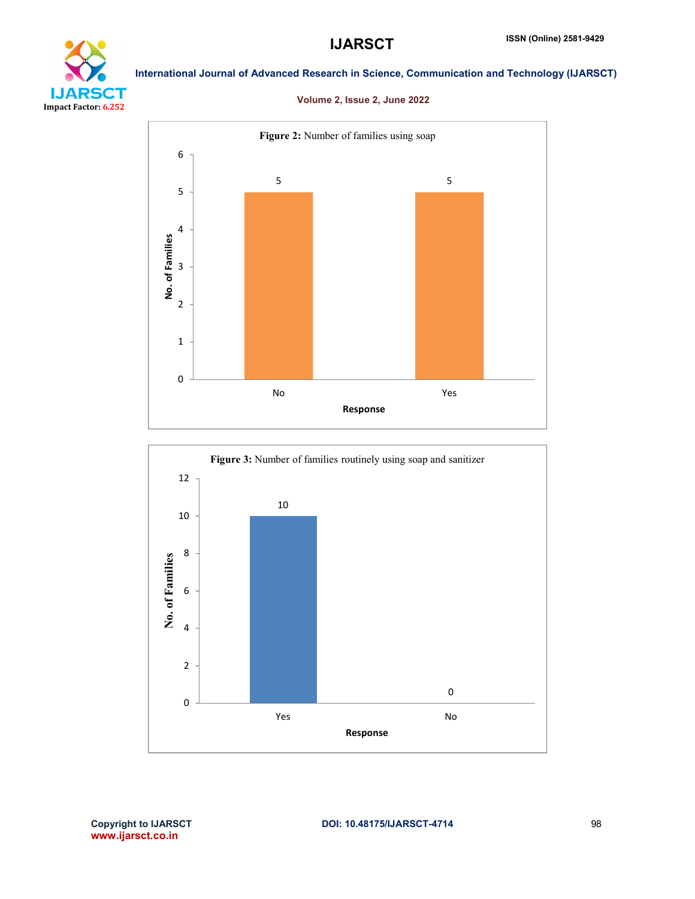**Figure 2:** Number of families using soap

| Response | No. of Families |
| --- | --- |
| No | 5 |
| Yes | 5 |

**Figure 3:** Number of families routinely using soap and sanitizer

| Response | No. of Families |
| --- | --- |
| Yes | 10 |
| No | 0 |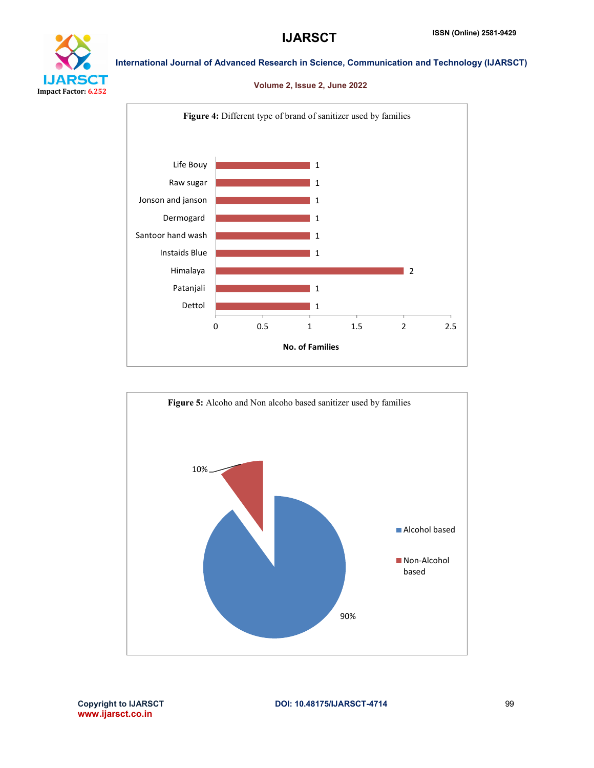**Figure 4:** Different type of brand of sanitizer used by families

| Brand | No. of Families |
|---|---|
| Life Bouy | 1 |
| Raw sugar | 1 |
| Jonson and janson | 1 |
| Dermogard | 1 |
| Santoor hand wash | 1 |
| Instaids Blue | 1 |
| Himalaya | 2 |
| Patanjali | 1 |
| Dettol | 1 |

**Figure 5:** Alcoho and Non alcoho based sanitizer used by families

| Type | Percentage |
|---|---|
| Alcohol based | 90% |
| Non-Alcohol based | 10% |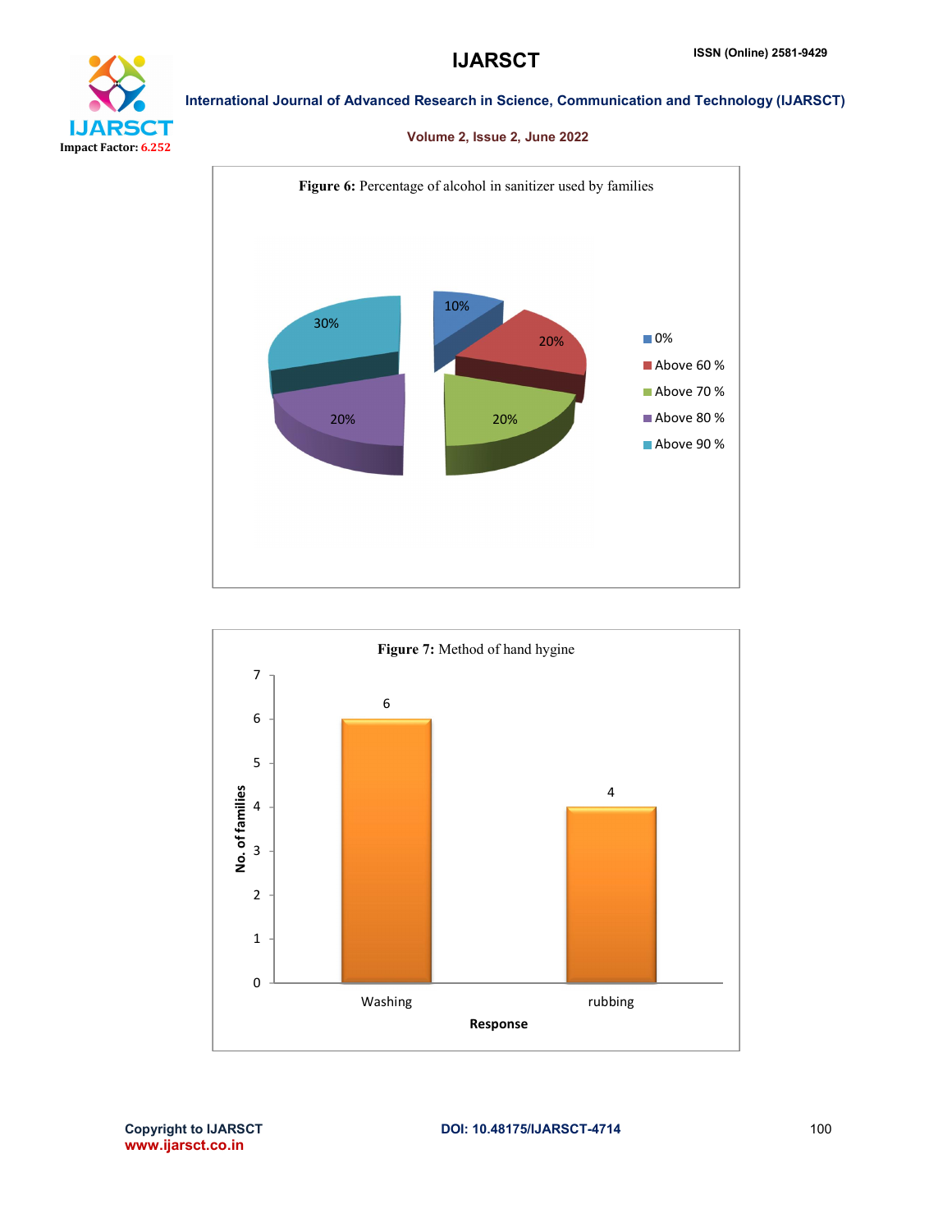**Figure 6:** Percentage of alcohol in sanitizer used by families

| Percentage of alcohol | Families (%) |
|---|---|
| 0% | 10% |
| Above 60 % | 20% |
| Above 70 % | 20% |
| Above 80 % | 20% |
| Above 90 % | 30% |

**Figure 7:** Method of hand hygine

| Response | No. of families |
|---|---|
| Washing | 6 |
| rubbing | 4 |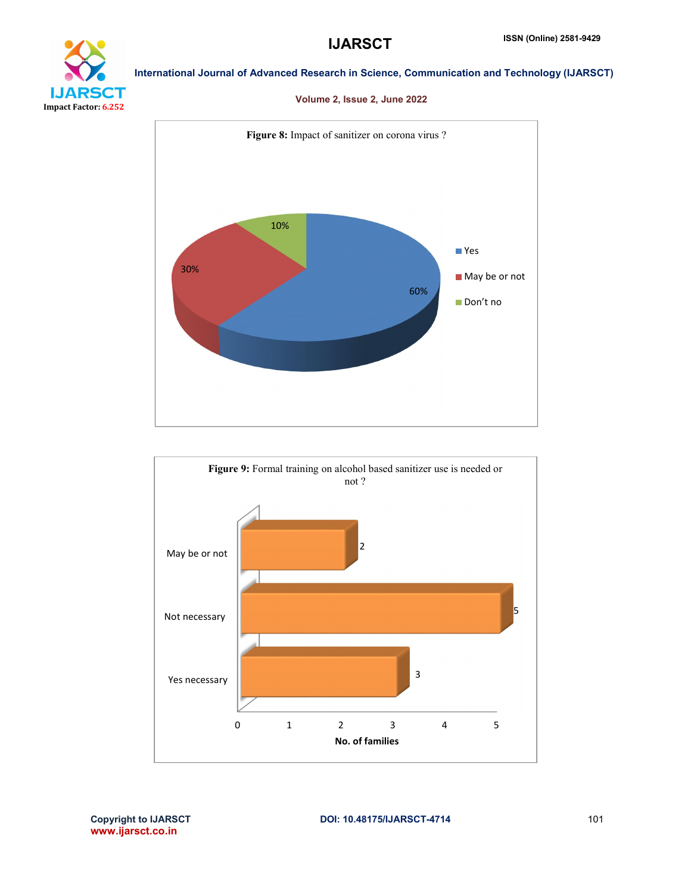**Figure 8:** Impact of sanitizer on corona virus ?

| Response | Percentage |
|---|---|
| Yes | 60% |
| May be or not | 30% |
| Don't no | 10% |

**Figure 9:** Formal training on alcohol based sanitizer use is needed or not ?

| Response | No. of families |
|---|---|
| May be or not | 2 |
| Not necessary | 5 |
| Yes necessary | 3 |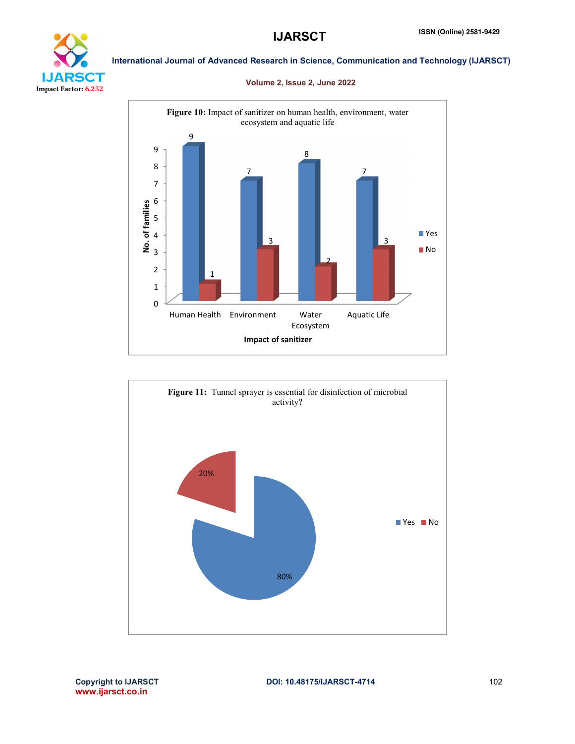**Figure 10:** Impact of sanitizer on human health, environment, water ecosystem and aquatic life

| Impact of sanitizer | Yes | No |
|---|---|---|
| Human Health | 9 | 1 |
| Environment | 7 | 3 |
| Water Ecosystem | 8 | 2 |
| Aquatic Life | 7 | 3 |

**Figure 11:** Tunnel sprayer is essential for disinfection of microbial activity**?**

| Response | Percentage |
|---|---|
| Yes | 80% |
| No | 20% |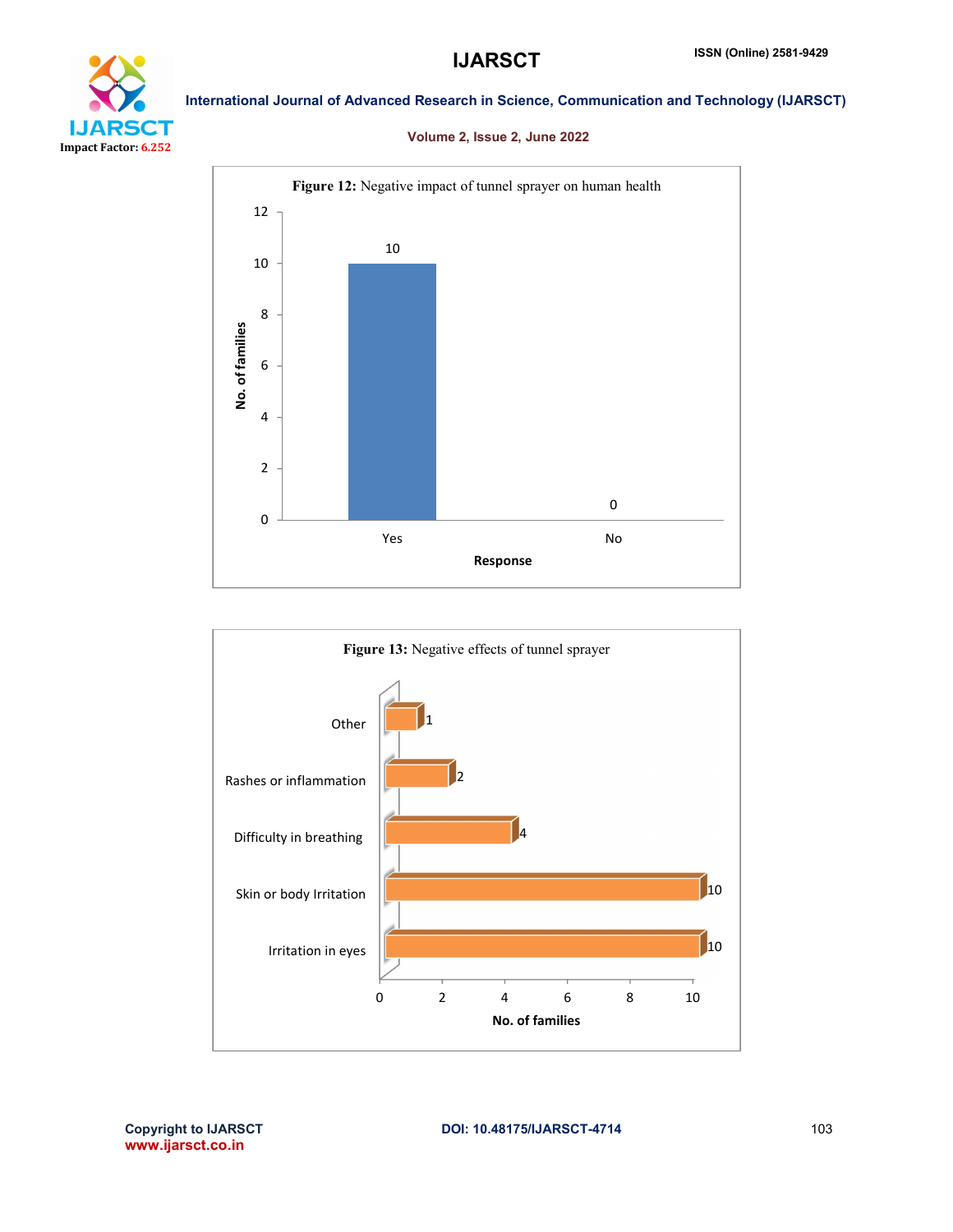**Figure 12:** Negative impact of tunnel sprayer on human health

**Figure 13:** Negative effects of tunnel sprayer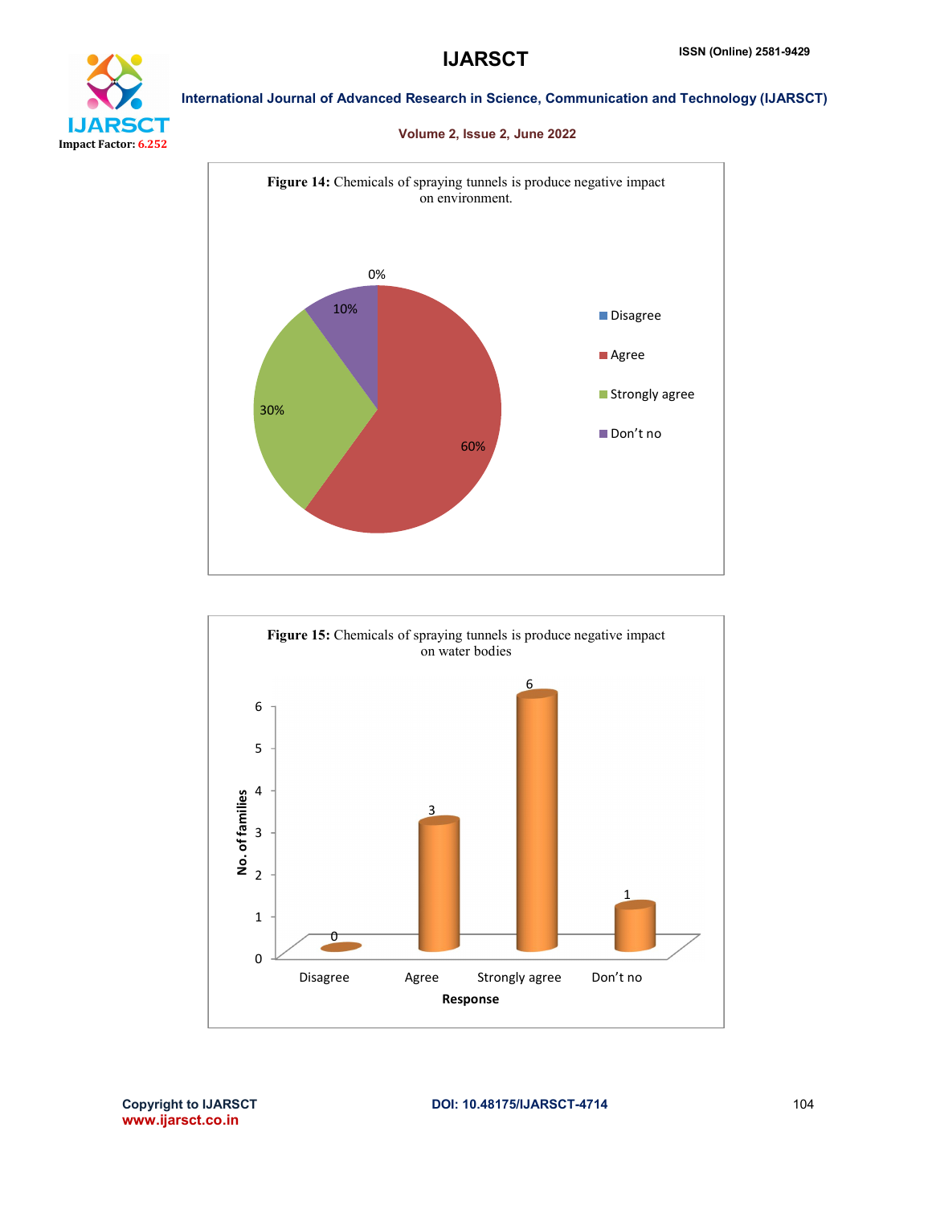**Figure 14:** Chemicals of spraying tunnels is produce negative impact on environment.

**Figure 15:** Chemicals of spraying tunnels is produce negative impact on water bodies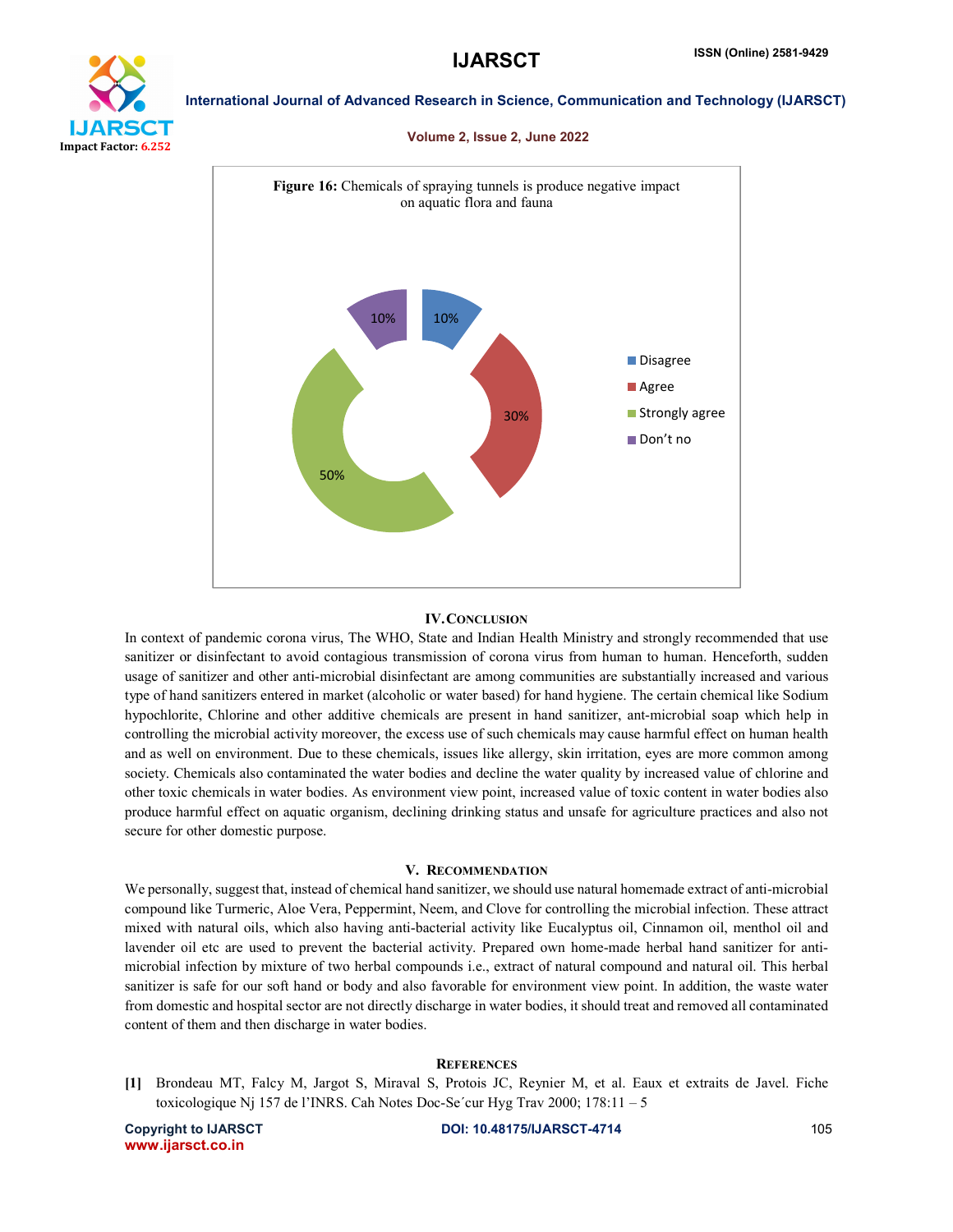**Figure 16:** Chemicals of spraying tunnels is produce negative impact on aquatic flora and fauna

Disagree 10%, Agree 30%, Strongly agree 50%, Don't no 10%

## IV. Conclusion

In context of pandemic corona virus, The WHO, State and Indian Health Ministry and strongly recommended that use sanitizer or disinfectant to avoid contagious transmission of corona virus from human to human. Henceforth, sudden usage of sanitizer and other anti-microbial disinfectant are among communities are substantially increased and various type of hand sanitizers entered in market (alcoholic or water based) for hand hygiene. The certain chemical like Sodium hypochlorite, Chlorine and other additive chemicals are present in hand sanitizer, ant-microbial soap which help in controlling the microbial activity moreover, the excess use of such chemicals may cause harmful effect on human health and as well on environment. Due to these chemicals, issues like allergy, skin irritation, eyes are more common among society. Chemicals also contaminated the water bodies and decline the water quality by increased value of chlorine and other toxic chemicals in water bodies. As environment view point, increased value of toxic content in water bodies also produce harmful effect on aquatic organism, declining drinking status and unsafe for agriculture practices and also not secure for other domestic purpose.

## V. Recommendation

We personally, suggest that, instead of chemical hand sanitizer, we should use natural homemade extract of anti-microbial compound like Turmeric, Aloe Vera, Peppermint, Neem, and Clove for controlling the microbial infection. These attract mixed with natural oils, which also having anti-bacterial activity like Eucalyptus oil, Cinnamon oil, menthol oil and lavender oil etc are used to prevent the bacterial activity. Prepared own home-made herbal hand sanitizer for anti-microbial infection by mixture of two herbal compounds i.e., extract of natural compound and natural oil. This herbal sanitizer is safe for our soft hand or body and also favorable for environment view point. In addition, the waste water from domestic and hospital sector are not directly discharge in water bodies, it should treat and removed all contaminated content of them and then discharge in water bodies.

## References

[1] Brondeau MT, Falcy M, Jargot S, Miraval S, Protois JC, Reynier M, et al. Eaux et extraits de Javel. Fiche toxicologique Nj 157 de l'INRS. Cah Notes Doc-Se´cur Hyg Trav 2000; 178:11 – 5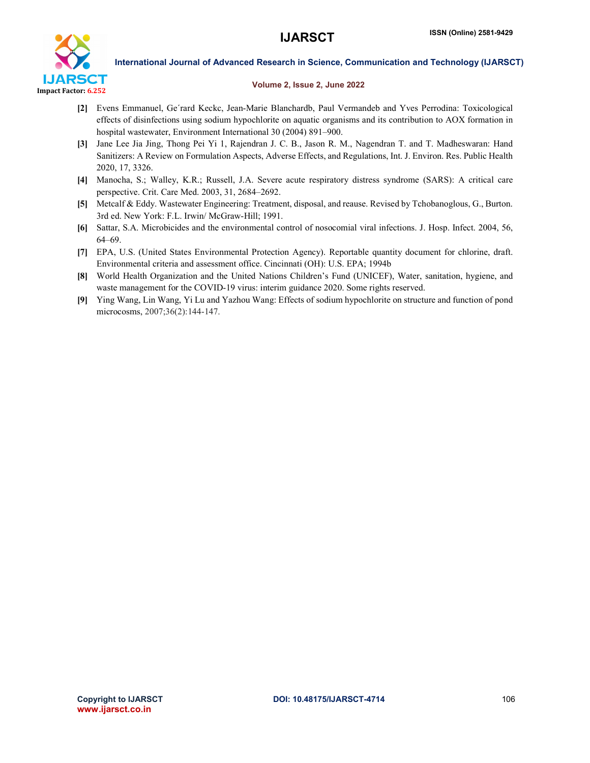[2] Evens Emmanuel, Ge´rard Keckc, Jean-Marie Blanchardb, Paul Vermandeb and Yves Perrodina: Toxicological effects of disinfections using sodium hypochlorite on aquatic organisms and its contribution to AOX formation in hospital wastewater, Environment International 30 (2004) 891–900.

[3] Jane Lee Jia Jing, Thong Pei Yi 1, Rajendran J. C. B., Jason R. M., Nagendran T. and T. Madheswaran: Hand Sanitizers: A Review on Formulation Aspects, Adverse Effects, and Regulations, Int. J. Environ. Res. Public Health 2020, 17, 3326.

[4] Manocha, S.; Walley, K.R.; Russell, J.A. Severe acute respiratory distress syndrome (SARS): A critical care perspective. Crit. Care Med. 2003, 31, 2684–2692.

[5] Metcalf & Eddy. Wastewater Engineering: Treatment, disposal, and reause. Revised by Tchobanoglous, G., Burton. 3rd ed. New York: F.L. Irwin/ McGraw-Hill; 1991.

[6] Sattar, S.A. Microbicides and the environmental control of nosocomial viral infections. J. Hosp. Infect. 2004, 56, 64–69.

[7] EPA, U.S. (United States Environmental Protection Agency). Reportable quantity document for chlorine, draft. Environmental criteria and assessment office. Cincinnati (OH): U.S. EPA; 1994b

[8] World Health Organization and the United Nations Children's Fund (UNICEF), Water, sanitation, hygiene, and waste management for the COVID-19 virus: interim guidance 2020. Some rights reserved.

[9] Ying Wang, Lin Wang, Yi Lu and Yazhou Wang: Effects of sodium hypochlorite on structure and function of pond microcosms, 2007;36(2):144-147.